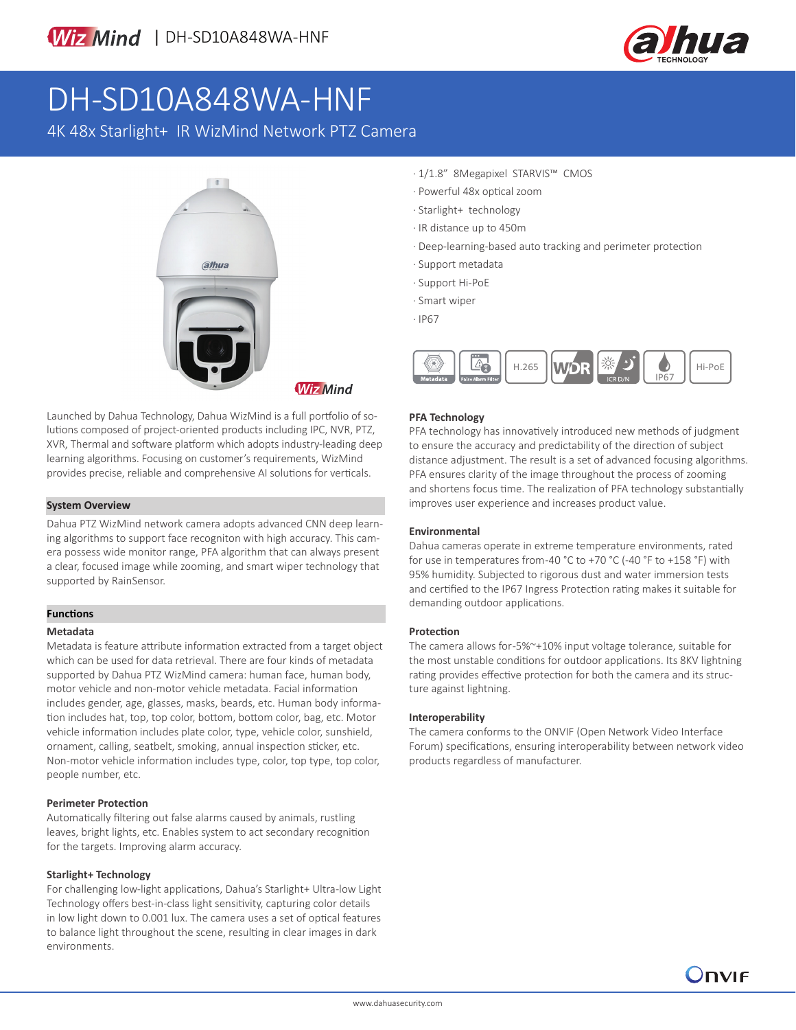# DH-SD10A848WA-HNF

## 4K 48x Starlight+ IR WizMind Network PTZ Camera

- 1/1.8" 8Megapixel STARVIS™ CMOS
- Powerful 48x optical zoom
- Starlight+ technology
- IR distance up to 450m
- Deep-learning-based auto tracking and perimeter protection
- Support metadata
- Support Hi-PoE
- Smart wiper
- IP67

Launched by Dahua Technology, Dahua WizMind is a full portfolio of solutions composed of project-oriented products including IPC, NVR, PTZ, XVR, Thermal and software platform which adopts industry-leading deep learning algorithms. Focusing on customer's requirements, WizMind provides precise, reliable and comprehensive AI solutions for verticals.

### System Overview

Dahua PTZ WizMind network camera adopts advanced CNN deep learning algorithms to support face recogniton with high accuracy. This camera possess wide monitor range, PFA algorithm that can always present a clear, focused image while zooming, and smart wiper technology that supported by RainSensor.

### Functions

**Metadata**

Metadata is feature attribute information extracted from a target object which can be used for data retrieval. There are four kinds of metadata supported by Dahua PTZ WizMind camera: human face, human body, motor vehicle and non-motor vehicle metadata. Facial information includes gender, age, glasses, masks, beards, etc. Human body information includes hat, top, top color, bottom, bottom color, bag, etc. Motor vehicle information includes plate color, type, vehicle color, sunshield, ornament, calling, seatbelt, smoking, annual inspection sticker, etc. Non-motor vehicle information includes type, color, top type, top color, people number, etc.

**Perimeter Protection**

Automatically filtering out false alarms caused by animals, rustling leaves, bright lights, etc. Enables system to act secondary recognition for the targets. Improving alarm accuracy.

**Starlight+ Technology**

For challenging low-light applications, Dahua's Starlight+ Ultra-low Light Technology offers best-in-class light sensitivity, capturing color details in low light down to 0.001 lux. The camera uses a set of optical features to balance light throughout the scene, resulting in clear images in dark environments.

**PFA Technology**

PFA technology has innovatively introduced new methods of judgment to ensure the accuracy and predictability of the direction of subject distance adjustment. The result is a set of advanced focusing algorithms. PFA ensures clarity of the image throughout the process of zooming and shortens focus time. The realization of PFA technology substantially improves user experience and increases product value.

**Environmental**

Dahua cameras operate in extreme temperature environments, rated for use in temperatures from -40 °C to +70 °C (-40 °F to +158 °F) with 95% humidity. Subjected to rigorous dust and water immersion tests and certified to the IP67 Ingress Protection rating makes it suitable for demanding outdoor applications.

**Protection**

The camera allows for-5%~+10% input voltage tolerance, suitable for the most unstable conditions for outdoor applications. Its 8KV lightning rating provides effective protection for both the camera and its structure against lightning.

**Interoperability**

The camera conforms to the ONVIF (Open Network Video Interface Forum) specifications, ensuring interoperability between network video products regardless of manufacturer.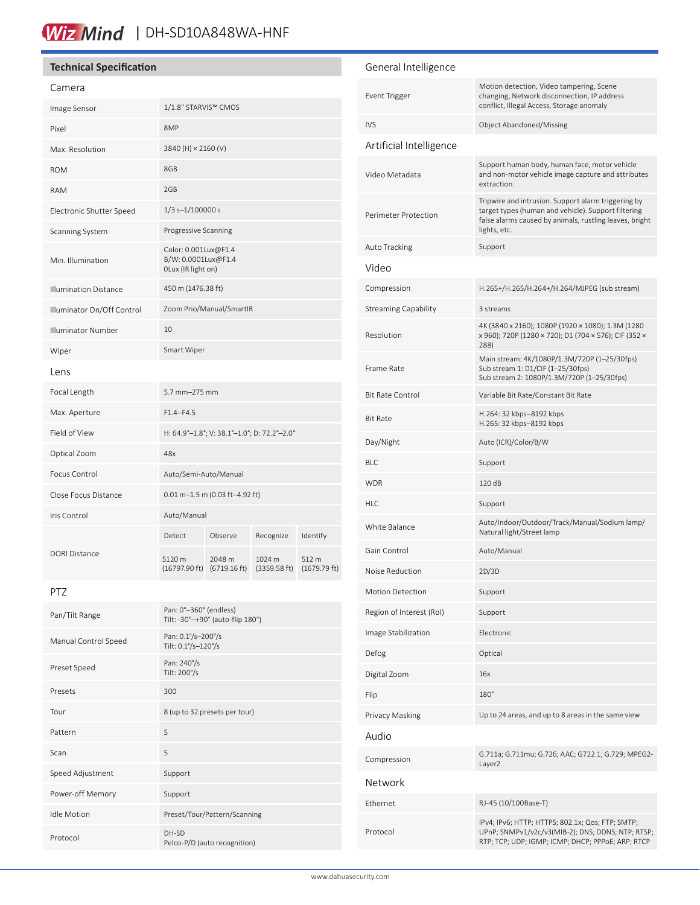# DH-SD10A848WA-HNF

## Technical Specification

### Camera

| | |
|---|---|
| Image Sensor | 1/1.8" STARVIS™ CMOS |
| Pixel | 8MP |
| Max. Resolution | 3840 (H) × 2160 (V) |
| ROM | 8GB |
| RAM | 2GB |
| Electronic Shutter Speed | 1/3 s–1/100000 s |
| Scanning System | Progressive Scanning |
| Min. Illumination | Color: 0.001Lux@F1.4<br>B/W: 0.0001Lux@F1.4<br>0Lux (IR light on) |
| Illumination Distance | 450 m (1476.38 ft) |
| Illuminator On/Off Control | Zoom Prio/Manual/SmartIR |
| Illuminator Number | 10 |
| Wiper | Smart Wiper |

### Lens

| | | | | |
|---|---|---|---|---|
| Focal Length | 5.7 mm–275 mm | | | |
| Max. Aperture | F1.4–F4.5 | | | |
| Field of View | H: 64.9°–1.8°; V: 38.1°–1.0°; D: 72.2°–2.0° | | | |
| Optical Zoom | 48x | | | |
| Focus Control | Auto/Semi-Auto/Manual | | | |
| Close Focus Distance | 0.01 m–1.5 m (0.03 ft–4.92 ft) | | | |
| Iris Control | Auto/Manual | | | |
| DORI Distance | Detect | Observe | Recognize | Identify |
| | 5120 m (16797.90 ft) | 2048 m (6719.16 ft) | 1024 m (3359.58 ft) | 512 m (1679.79 ft) |

### PTZ

| | |
|---|---|
| Pan/Tilt Range | Pan: 0°–360° (endless)<br>Tilt: -30°–+90° (auto-flip 180°) |
| Manual Control Speed | Pan: 0.1°/s–200°/s<br>Tilt: 0.1°/s–120°/s |
| Preset Speed | Pan: 240°/s<br>Tilt: 200°/s |
| Presets | 300 |
| Tour | 8 (up to 32 presets per tour) |
| Pattern | 5 |
| Scan | 5 |
| Speed Adjustment | Support |
| Power-off Memory | Support |
| Idle Motion | Preset/Tour/Pattern/Scanning |
| Protocol | DH-SD<br>Pelco-P/D (auto recognition) |

### General Intelligence

| | |
|---|---|
| Event Trigger | Motion detection, Video tampering, Scene changing, Network disconnection, IP address conflict, Illegal Access, Storage anomaly |
| IVS | Object Abandoned/Missing |

### Artificial Intelligence

| | |
|---|---|
| Video Metadata | Support human body, human face, motor vehicle and non-motor vehicle image capture and attributes extraction. |
| Perimeter Protection | Tripwire and intrusion. Support alarm triggering by target types (human and vehicle). Support filtering false alarms caused by animals, rustling leaves, bright lights, etc. |
| Auto Tracking | Support |

### Video

| | |
|---|---|
| Compression | H.265+/H.265/H.264+/H.264/MJPEG (sub stream) |
| Streaming Capability | 3 streams |
| Resolution | 4K (3840 × 2160); 1080P (1920 × 1080); 1.3M (1280 x 960); 720P (1280 × 720); D1 (704 × 576); CIF (352 × 288) |
| Frame Rate | Main stream: 4K/1080P/1.3M/720P (1–25/30fps)<br>Sub stream 1: D1/CIF (1–25/30fps)<br>Sub stream 2: 1080P/1.3M/720P (1–25/30fps) |
| Bit Rate Control | Variable Bit Rate/Constant Bit Rate |
| Bit Rate | H.264: 32 kbps–8192 kbps<br>H.265: 32 kbps–8192 kbps |
| Day/Night | Auto (ICR)/Color/B/W |
| BLC | Support |
| WDR | 120 dB |
| HLC | Support |
| White Balance | Auto/Indoor/Outdoor/Track/Manual/Sodium lamp/Natural light/Street lamp |
| Gain Control | Auto/Manual |
| Noise Reduction | 2D/3D |
| Motion Detection | Support |
| Region of Interest (RoI) | Support |
| Image Stabilization | Electronic |
| Defog | Optical |
| Digital Zoom | 16x |
| Flip | 180° |
| Privacy Masking | Up to 24 areas, and up to 8 areas in the same view |

### Audio

| | |
|---|---|
| Compression | G.711a; G.711mu; G.726; AAC; G722.1; G.729; MPEG2-Layer2 |

### Network

| | |
|---|---|
| Ethernet | RJ-45 (10/100Base-T) |
| Protocol | IPv4; IPv6; HTTP; HTTPS; 802.1x; Qos; FTP; SMTP; UPnP; SNMPv1/v2c/v3(MIB-2); DNS; DDNS; NTP; RTSP; RTP; TCP; UDP; IGMP; ICMP; DHCP; PPPoE; ARP; RTCP |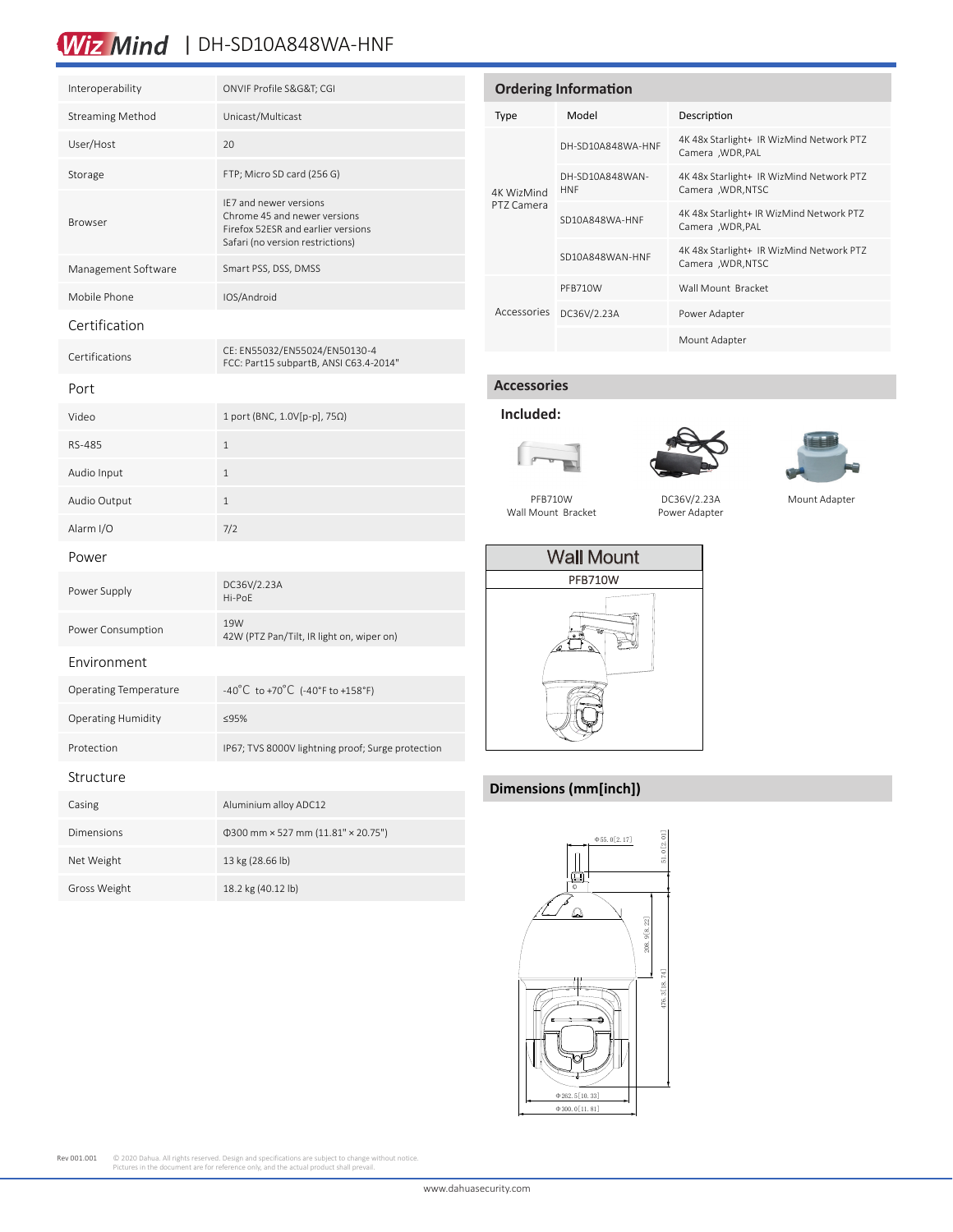| | |
|---|---|
| Interoperability | ONVIF Profile S&G&T; CGI |
| Streaming Method | Unicast/Multicast |
| User/Host | 20 |
| Storage | FTP; Micro SD card (256 G) |
| Browser | IE7 and newer versions<br>Chrome 45 and newer versions<br>Firefox 52ESR and earlier versions<br>Safari (no version restrictions) |
| Management Software | Smart PSS, DSS, DMSS |
| Mobile Phone | IOS/Android |

### Certification

| | |
|---|---|
| Certifications | CE: EN55032/EN55024/EN50130-4<br>FCC: Part15 subpartB, ANSI C63.4-2014" |

### Port

| | |
|---|---|
| Video | 1 port (BNC, 1.0V[p-p], 75Ω) |
| RS-485 | 1 |
| Audio Input | 1 |
| Audio Output | 1 |
| Alarm I/O | 7/2 |

### Power

| | |
|---|---|
| Power Supply | DC36V/2.23A<br>Hi-PoE |
| Power Consumption | 19W<br>42W (PTZ Pan/Tilt, IR light on, wiper on) |

### Environment

| | |
|---|---|
| Operating Temperature | -40°C to +70°C (-40°F to +158°F) |
| Operating Humidity | ≤95% |
| Protection | IP67; TVS 8000V lightning proof; Surge protection |

### Structure

| | |
|---|---|
| Casing | Aluminium alloy ADC12 |
| Dimensions | Φ300 mm × 527 mm (11.81" × 20.75") |
| Net Weight | 13 kg (28.66 lb) |
| Gross Weight | 18.2 kg (40.12 lb) |

## Ordering Information

| Type | Model | Description |
|---|---|---|
| 4K WizMind PTZ Camera | DH-SD10A848WA-HNF | 4K 48x Starlight+ IR WizMind Network PTZ Camera ,WDR,PAL |
| | DH-SD10A848WAN-HNF | 4K 48x Starlight+ IR WizMind Network PTZ Camera ,WDR,NTSC |
| | SD10A848WA-HNF | 4K 48x Starlight+ IR WizMind Network PTZ Camera ,WDR,PAL |
| | SD10A848WAN-HNF | 4K 48x Starlight+ IR WizMind Network PTZ Camera ,WDR,NTSC |
| Accessories | PFB710W | Wall Mount Bracket |
| | DC36V/2.23A | Power Adapter |
| | | Mount Adapter |

## Accessories

**Included:**

PFB710W
Wall Mount Bracket

DC36V/2.23A
Power Adapter

Mount Adapter

Wall Mount

PFB710W

## Dimensions (mm[inch])

Φ55.0[2.17]
51.0[2.01]
208.9[8.22]
476.3[18.74]
Φ262.5[10.33]
Φ300.0[11.81]

Rev 001.001 © 2020 Dahua. All rights reserved. Design and specifications are subject to change without notice. Pictures in the document are for reference only, and the actual product shall prevail.

www.dahuasecurity.com